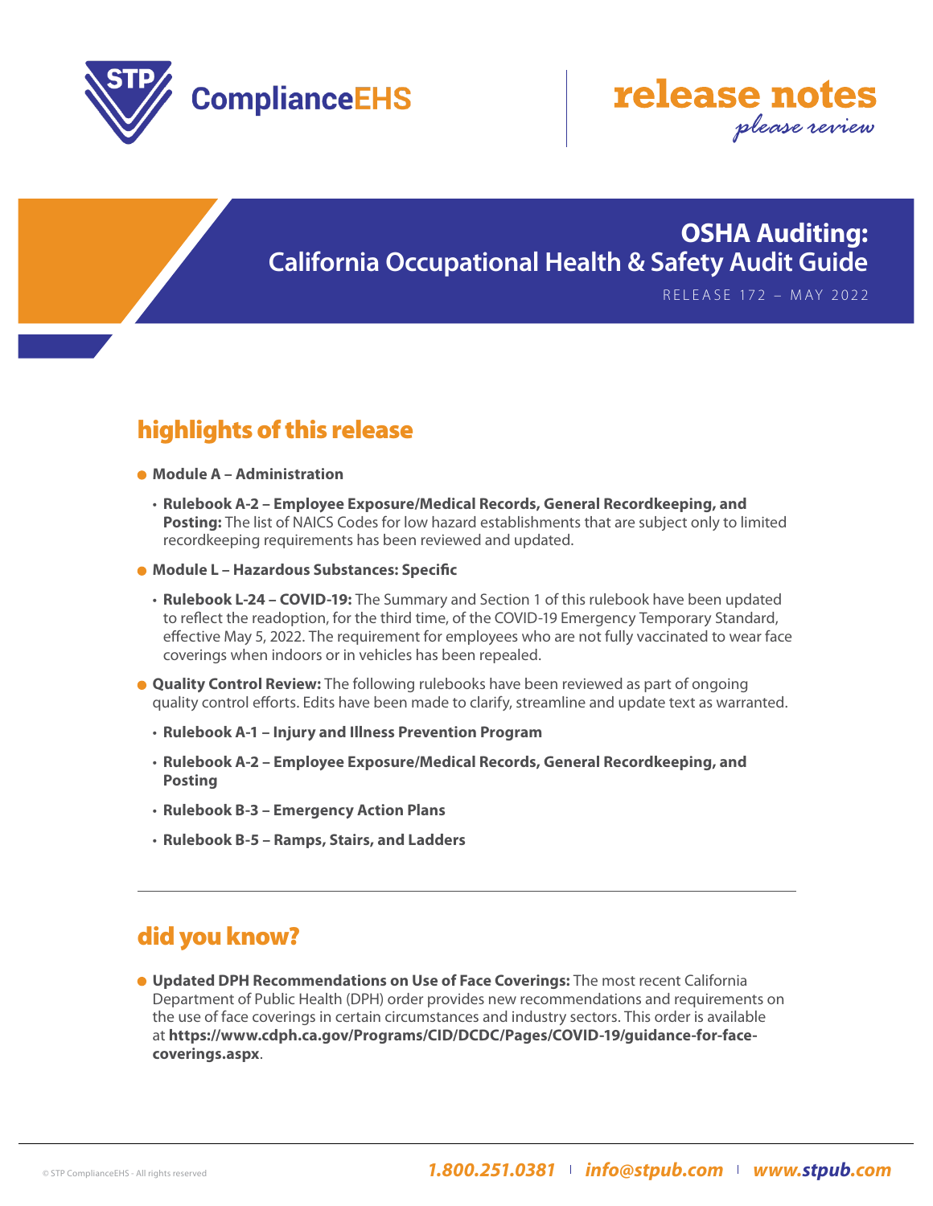STP ComplianceEHS

**release notes**
*please review*

# OSHA Auditing: California Occupational Health & Safety Audit Guide

RELEASE 172 – MAY 2022

## highlights of this release

- **Module A – Administration**
  - **Rulebook A-2 – Employee Exposure/Medical Records, General Recordkeeping, and Posting:** The list of NAICS Codes for low hazard establishments that are subject only to limited recordkeeping requirements has been reviewed and updated.
- **Module L – Hazardous Substances: Specific**
  - **Rulebook L-24 – COVID-19:** The Summary and Section 1 of this rulebook have been updated to reflect the readoption, for the third time, of the COVID-19 Emergency Temporary Standard, effective May 5, 2022. The requirement for employees who are not fully vaccinated to wear face coverings when indoors or in vehicles has been repealed.
- **Quality Control Review:** The following rulebooks have been reviewed as part of ongoing quality control efforts. Edits have been made to clarify, streamline and update text as warranted.
  - **Rulebook A-1 – Injury and Illness Prevention Program**
  - **Rulebook A-2 – Employee Exposure/Medical Records, General Recordkeeping, and Posting**
  - **Rulebook B-3 – Emergency Action Plans**
  - **Rulebook B-5 – Ramps, Stairs, and Ladders**

---

## did you know?

- **Updated DPH Recommendations on Use of Face Coverings:** The most recent California Department of Public Health (DPH) order provides new recommendations and requirements on the use of face coverings in certain circumstances and industry sectors. This order is available at **https://www.cdph.ca.gov/Programs/CID/DCDC/Pages/COVID-19/guidance-for-face-coverings.aspx**.

© STP ComplianceEHS - All rights reserved | 1.800.251.0381 | info@stpub.com | www.stpub.com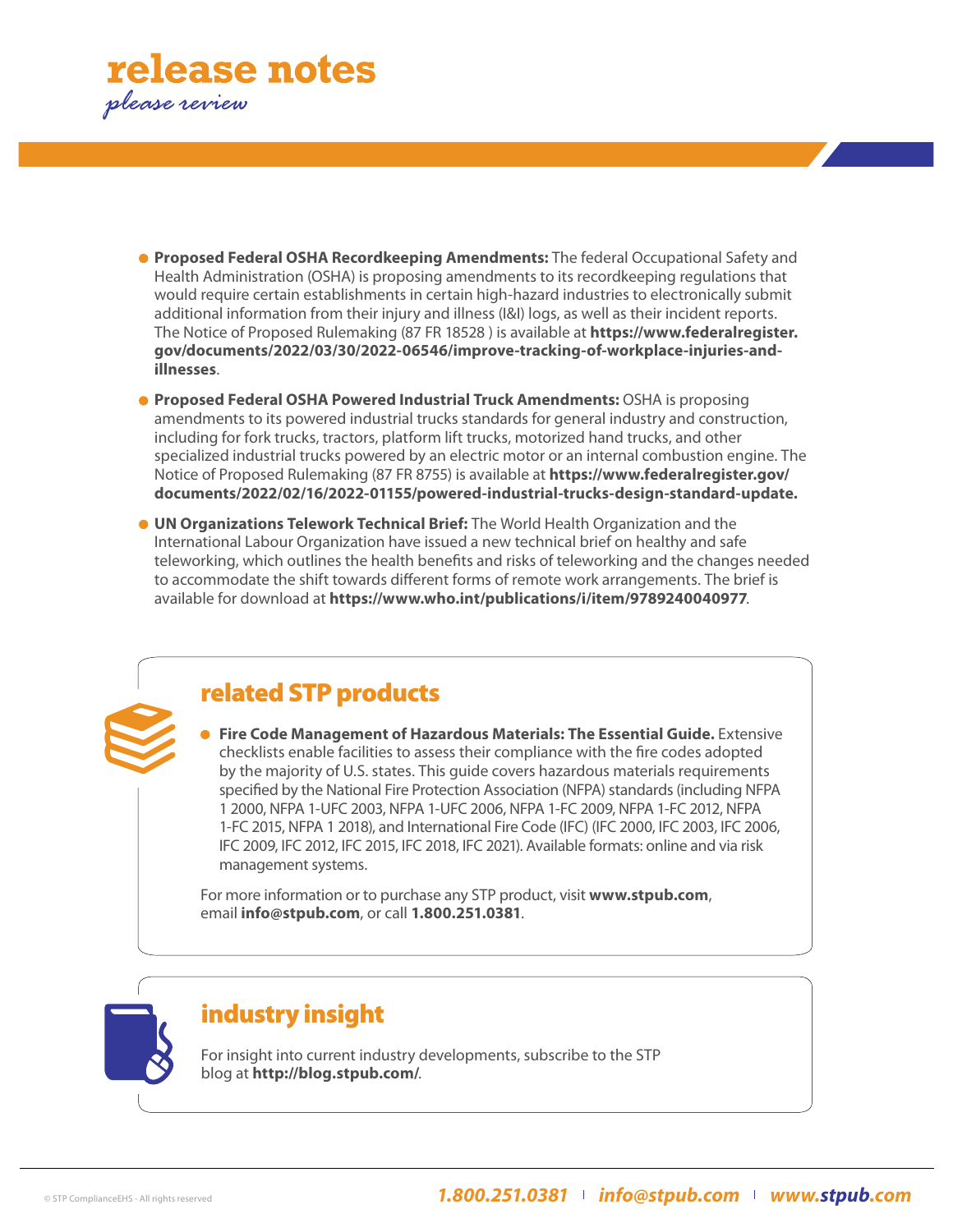# release notes

*please review*

- **Proposed Federal OSHA Recordkeeping Amendments:** The federal Occupational Safety and Health Administration (OSHA) is proposing amendments to its recordkeeping regulations that would require certain establishments in certain high-hazard industries to electronically submit additional information from their injury and illness (I&I) logs, as well as their incident reports. The Notice of Proposed Rulemaking (87 FR 18528 ) is available at **https://www.federalregister.gov/documents/2022/03/30/2022-06546/improve-tracking-of-workplace-injuries-and-illnesses**.
- **Proposed Federal OSHA Powered Industrial Truck Amendments:** OSHA is proposing amendments to its powered industrial trucks standards for general industry and construction, including for fork trucks, tractors, platform lift trucks, motorized hand trucks, and other specialized industrial trucks powered by an electric motor or an internal combustion engine. The Notice of Proposed Rulemaking (87 FR 8755) is available at **https://www.federalregister.gov/documents/2022/02/16/2022-01155/powered-industrial-trucks-design-standard-update.**
- **UN Organizations Telework Technical Brief:** The World Health Organization and the International Labour Organization have issued a new technical brief on healthy and safe teleworking, which outlines the health benefits and risks of teleworking and the changes needed to accommodate the shift towards different forms of remote work arrangements. The brief is available for download at **https://www.who.int/publications/i/item/9789240040977**.

## related STP products

- **Fire Code Management of Hazardous Materials: The Essential Guide.** Extensive checklists enable facilities to assess their compliance with the fire codes adopted by the majority of U.S. states. This guide covers hazardous materials requirements specified by the National Fire Protection Association (NFPA) standards (including NFPA 1 2000, NFPA 1-UFC 2003, NFPA 1-UFC 2006, NFPA 1-FC 2009, NFPA 1-FC 2012, NFPA 1-FC 2015, NFPA 1 2018), and International Fire Code (IFC) (IFC 2000, IFC 2003, IFC 2006, IFC 2009, IFC 2012, IFC 2015, IFC 2018, IFC 2021). Available formats: online and via risk management systems.

For more information or to purchase any STP product, visit **www.stpub.com**, email **info@stpub.com**, or call **1.800.251.0381**.

## industry insight

For insight into current industry developments, subscribe to the STP blog at **http://blog.stpub.com/**.